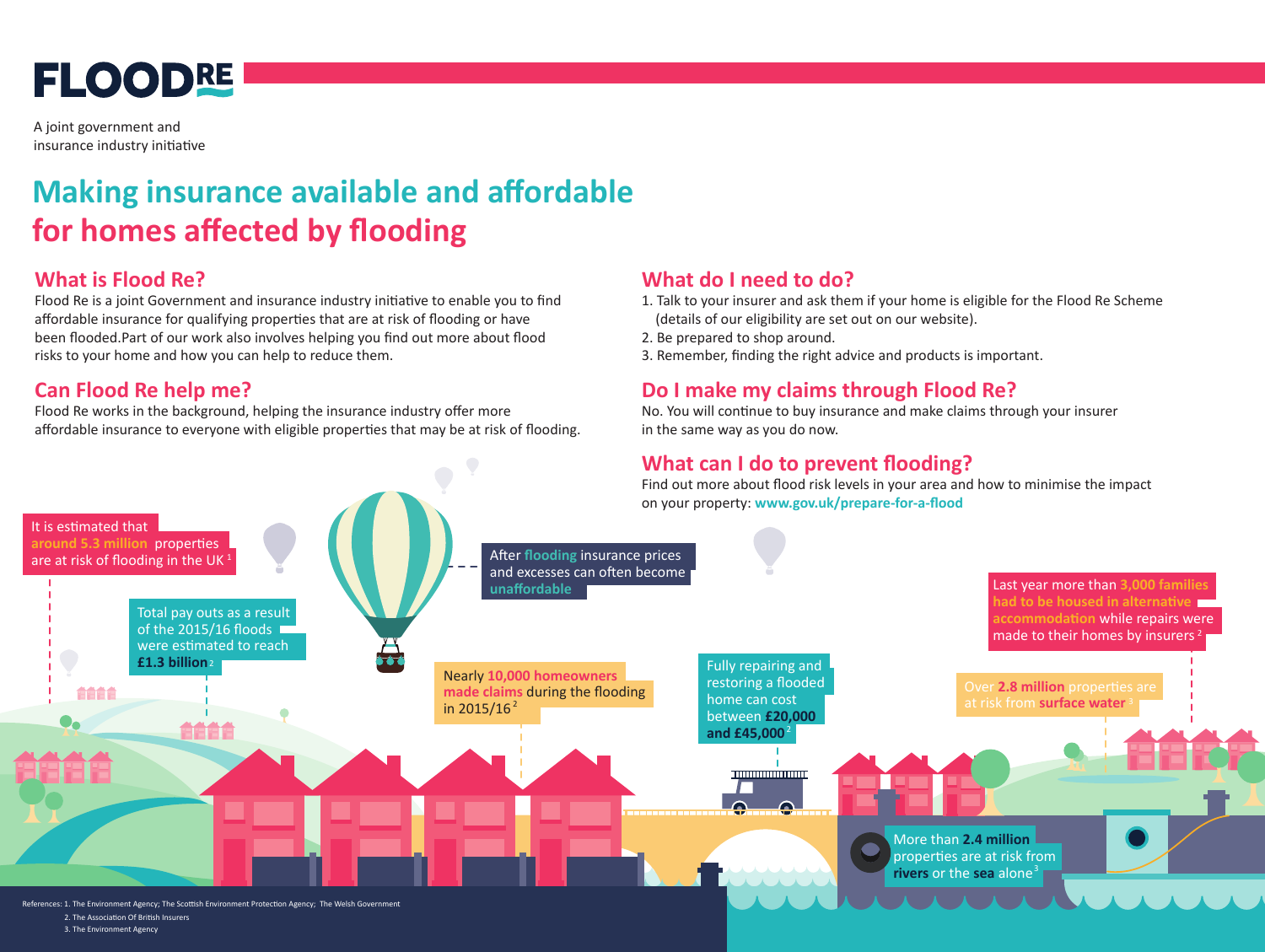# FLOODRE

A joint government and insurance industry initiative

# Making insurance available and affordable for homes affected by flooding

## What is Flood Re?

Flood Re is a joint Government and insurance industry initiative to enable you to find affordable insurance for qualifying properties that are at risk of flooding or have been flooded.Part of our work also involves helping you find out more about flood risks to your home and how you can help to reduce them.

## Can Flood Re help me?

Flood Re works in the background, helping the insurance industry offer more affordable insurance to everyone with eligible properties that may be at risk of flooding.

## What do I need to do?

1. Talk to your insurer and ask them if your home is eligible for the Flood Re Scheme (details of our eligibility are set out on our website).
2. Be prepared to shop around.
3. Remember, finding the right advice and products is important.

## Do I make my claims through Flood Re?

No. You will continue to buy insurance and make claims through your insurer in the same way as you do now.

## What can I do to prevent flooding?

Find out more about flood risk levels in your area and how to minimise the impact on your property: **www.gov.uk/prepare-for-a-flood**

It is estimated that **around 5.3 million** properties are at risk of flooding in the UK [1]

After **flooding** insurance prices and excesses can often become **unaffordable**

Total pay outs as a result of the 2015/16 floods were estimated to reach **£1.3 billion** [2]

Nearly **10,000 homeowners made claims** during the flooding in 2015/16 [2]

Fully repairing and restoring a flooded home can cost between **£20,000 and £45,000** [2]

Last year more than **3,000 families had to be housed in alternative accommodation** while repairs were made to their homes by insurers [2]

Over **2.8 million** properties are at risk from **surface water** [3]

More than **2.4 million** properties are at risk from **rivers** or the **sea** alone [3]

References: 1. The Environment Agency; The Scottish Environment Protection Agency; The Welsh Government
2. The Association Of British Insurers
3. The Environment Agency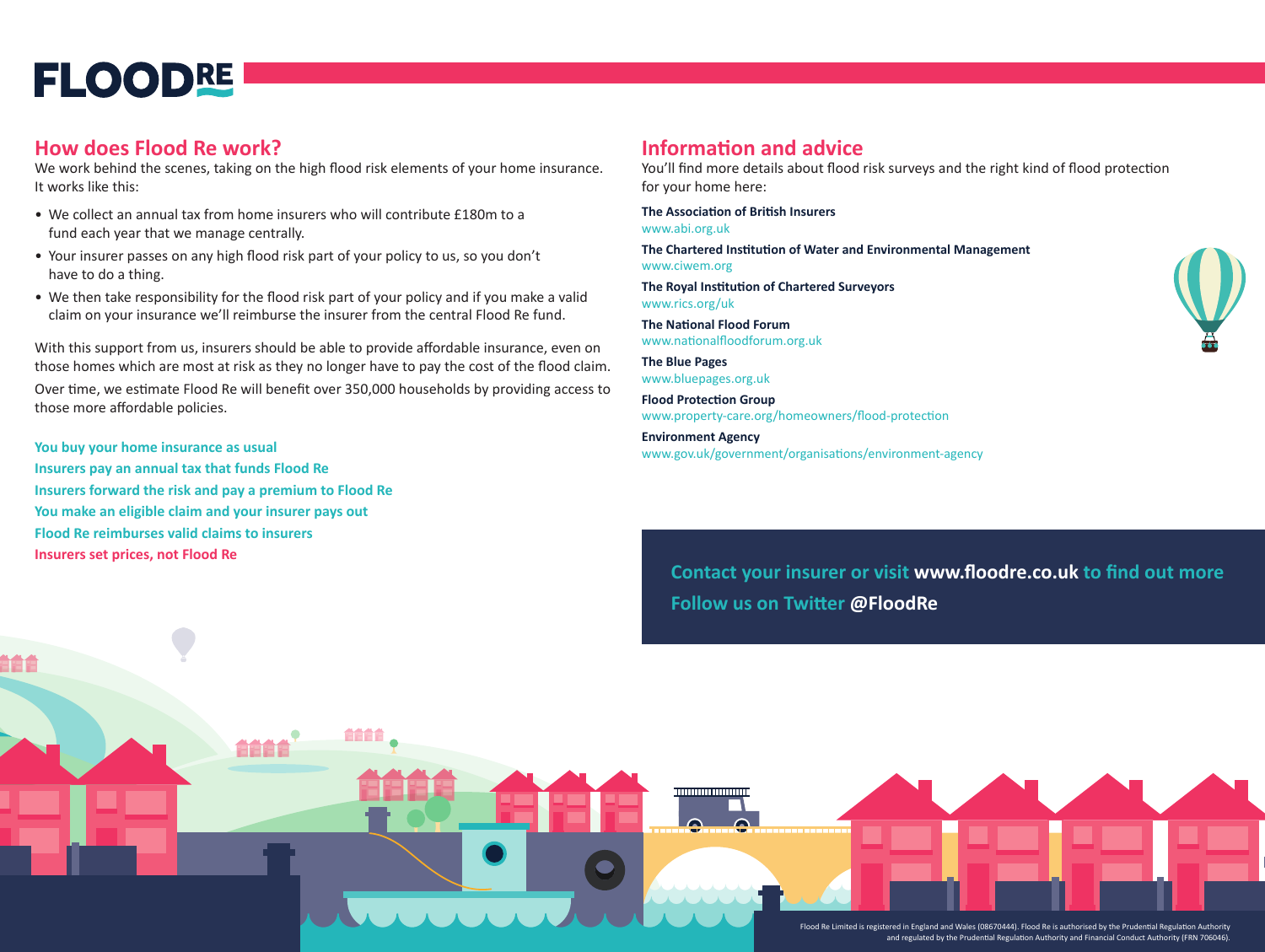# FLOODRE

## How does Flood Re work?

We work behind the scenes, taking on the high flood risk elements of your home insurance. It works like this:

- We collect an annual tax from home insurers who will contribute £180m to a fund each year that we manage centrally.
- Your insurer passes on any high flood risk part of your policy to us, so you don't have to do a thing.
- We then take responsibility for the flood risk part of your policy and if you make a valid claim on your insurance we'll reimburse the insurer from the central Flood Re fund.

With this support from us, insurers should be able to provide affordable insurance, even on those homes which are most at risk as they no longer have to pay the cost of the flood claim.

Over time, we estimate Flood Re will benefit over 350,000 households by providing access to those more affordable policies.

**You buy your home insurance as usual**
**Insurers pay an annual tax that funds Flood Re**
**Insurers forward the risk and pay a premium to Flood Re**
**You make an eligible claim and your insurer pays out**
**Flood Re reimburses valid claims to insurers**
**Insurers set prices, not Flood Re**

## Information and advice

You'll find more details about flood risk surveys and the right kind of flood protection for your home here:

**The Association of British Insurers**
www.abi.org.uk

**The Chartered Institution of Water and Environmental Management**
www.ciwem.org

**The Royal Institution of Chartered Surveyors**
www.rics.org/uk

**The National Flood Forum**
www.nationalfloodforum.org.uk

**The Blue Pages**
www.bluepages.org.uk

**Flood Protection Group**
www.property-care.org/homeowners/flood-protection

**Environment Agency**
www.gov.uk/government/organisations/environment-agency

**Contact your insurer or visit www.floodre.co.uk to find out more**
**Follow us on Twitter @FloodRe**

Flood Re Limited is registered in England and Wales (08670444). Flood Re is authorised by the Prudential Regulation Authority and regulated by the Prudential Regulation Authority and Financial Conduct Authority (FRN 706046).